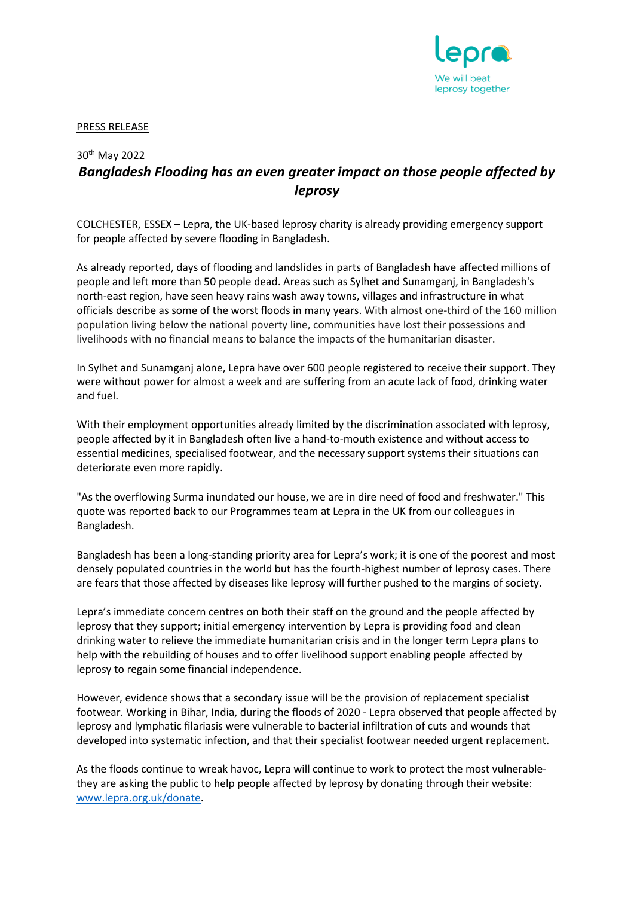lepra

We will beat leprosy together

PRESS RELEASE

30th May 2022

# *Bangladesh Flooding has an even greater impact on those people affected by leprosy*

COLCHESTER, ESSEX – Lepra, the UK-based leprosy charity is already providing emergency support for people affected by severe flooding in Bangladesh.

As already reported, days of flooding and landslides in parts of Bangladesh have affected millions of people and left more than 50 people dead. Areas such as Sylhet and Sunamganj, in Bangladesh's north-east region, have seen heavy rains wash away towns, villages and infrastructure in what officials describe as some of the worst floods in many years. With almost one-third of the 160 million population living below the national poverty line, communities have lost their possessions and livelihoods with no financial means to balance the impacts of the humanitarian disaster.

In Sylhet and Sunamganj alone, Lepra have over 600 people registered to receive their support. They were without power for almost a week and are suffering from an acute lack of food, drinking water and fuel.

With their employment opportunities already limited by the discrimination associated with leprosy, people affected by it in Bangladesh often live a hand-to-mouth existence and without access to essential medicines, specialised footwear, and the necessary support systems their situations can deteriorate even more rapidly.

"As the overflowing Surma inundated our house, we are in dire need of food and freshwater." This quote was reported back to our Programmes team at Lepra in the UK from our colleagues in Bangladesh.

Bangladesh has been a long-standing priority area for Lepra's work; it is one of the poorest and most densely populated countries in the world but has the fourth-highest number of leprosy cases. There are fears that those affected by diseases like leprosy will further pushed to the margins of society.

Lepra's immediate concern centres on both their staff on the ground and the people affected by leprosy that they support; initial emergency intervention by Lepra is providing food and clean drinking water to relieve the immediate humanitarian crisis and in the longer term Lepra plans to help with the rebuilding of houses and to offer livelihood support enabling people affected by leprosy to regain some financial independence.

However, evidence shows that a secondary issue will be the provision of replacement specialist footwear. Working in Bihar, India, during the floods of 2020 - Lepra observed that people affected by leprosy and lymphatic filariasis were vulnerable to bacterial infiltration of cuts and wounds that developed into systematic infection, and that their specialist footwear needed urgent replacement.

As the floods continue to wreak havoc, Lepra will continue to work to protect the most vulnerable- they are asking the public to help people affected by leprosy by donating through their website: [www.lepra.org.uk/donate](http://www.lepra.org.uk/donate).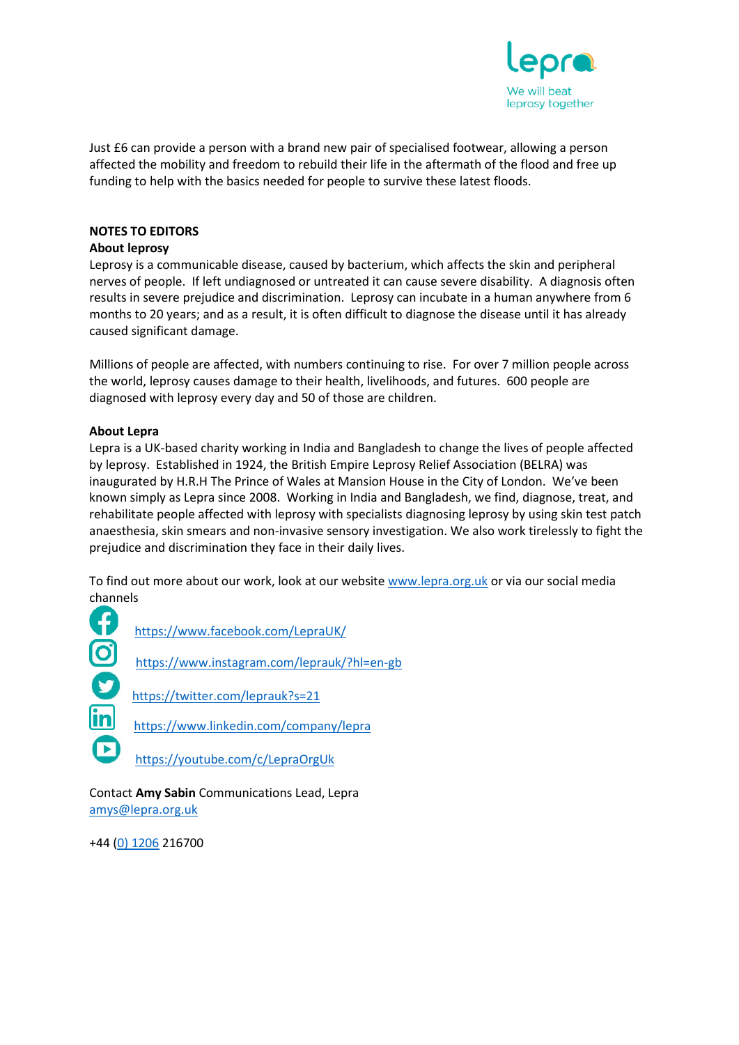Just £6 can provide a person with a brand new pair of specialised footwear, allowing a person affected the mobility and freedom to rebuild their life in the aftermath of the flood and free up funding to help with the basics needed for people to survive these latest floods.

**NOTES TO EDITORS**

**About leprosy**

Leprosy is a communicable disease, caused by bacterium, which affects the skin and peripheral nerves of people. If left undiagnosed or untreated it can cause severe disability. A diagnosis often results in severe prejudice and discrimination. Leprosy can incubate in a human anywhere from 6 months to 20 years; and as a result, it is often difficult to diagnose the disease until it has already caused significant damage.

Millions of people are affected, with numbers continuing to rise. For over 7 million people across the world, leprosy causes damage to their health, livelihoods, and futures. 600 people are diagnosed with leprosy every day and 50 of those are children.

**About Lepra**

Lepra is a UK-based charity working in India and Bangladesh to change the lives of people affected by leprosy. Established in 1924, the British Empire Leprosy Relief Association (BELRA) was inaugurated by H.R.H The Prince of Wales at Mansion House in the City of London. We've been known simply as Lepra since 2008. Working in India and Bangladesh, we find, diagnose, treat, and rehabilitate people affected with leprosy with specialists diagnosing leprosy by using skin test patch anaesthesia, skin smears and non-invasive sensory investigation. We also work tirelessly to fight the prejudice and discrimination they face in their daily lives.

To find out more about our work, look at our website www.lepra.org.uk or via our social media channels

https://www.facebook.com/LepraUK/

https://www.instagram.com/leprauk/?hl=en-gb

https://twitter.com/leprauk?s=21

https://www.linkedin.com/company/lepra

https://youtube.com/c/LepraOrgUk

Contact **Amy Sabin** Communications Lead, Lepra
amys@lepra.org.uk

+44 (0) 1206 216700